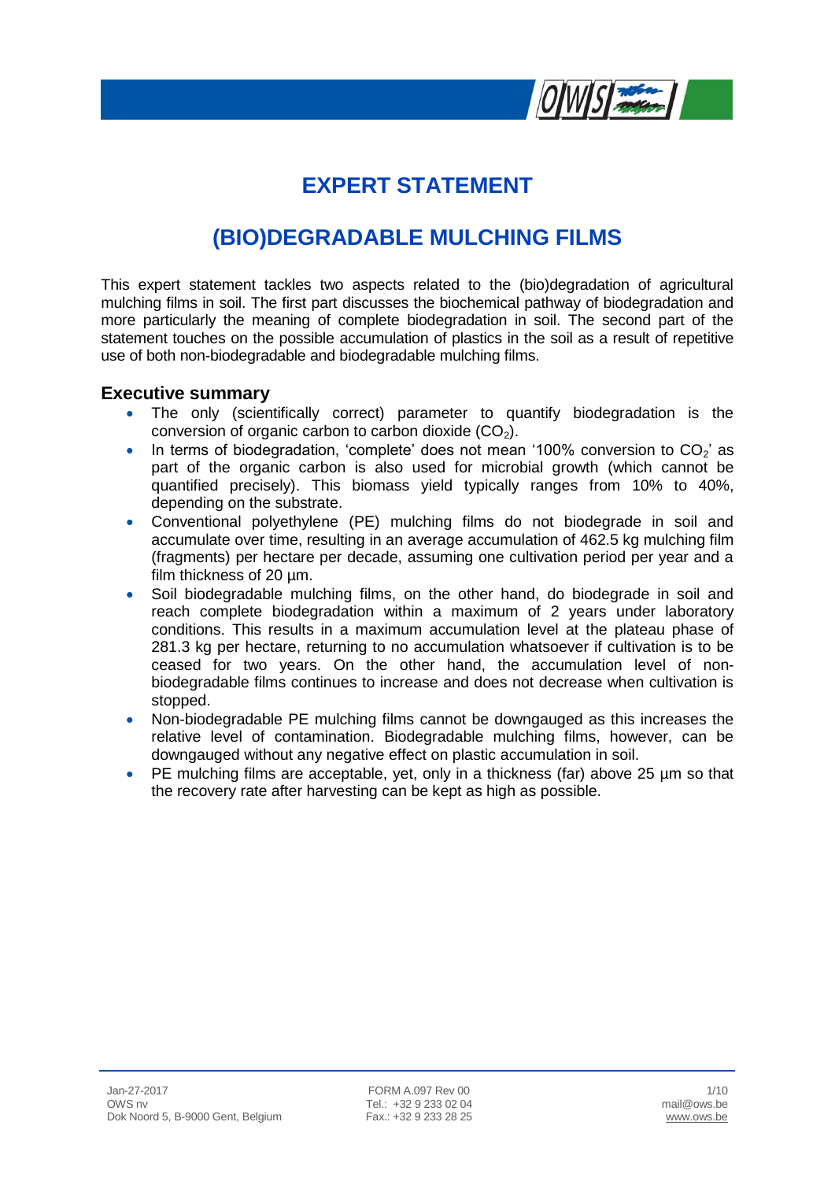# EXPERT STATEMENT

# (BIO)DEGRADABLE MULCHING FILMS

This expert statement tackles two aspects related to the (bio)degradation of agricultural mulching films in soil. The first part discusses the biochemical pathway of biodegradation and more particularly the meaning of complete biodegradation in soil. The second part of the statement touches on the possible accumulation of plastics in the soil as a result of repetitive use of both non-biodegradable and biodegradable mulching films.

## Executive summary

- The only (scientifically correct) parameter to quantify biodegradation is the conversion of organic carbon to carbon dioxide ($CO_2$).
- In terms of biodegradation, 'complete' does not mean '100% conversion to $CO_2$' as part of the organic carbon is also used for microbial growth (which cannot be quantified precisely). This biomass yield typically ranges from 10% to 40%, depending on the substrate.
- Conventional polyethylene (PE) mulching films do not biodegrade in soil and accumulate over time, resulting in an average accumulation of 462.5 kg mulching film (fragments) per hectare per decade, assuming one cultivation period per year and a film thickness of 20 µm.
- Soil biodegradable mulching films, on the other hand, do biodegrade in soil and reach complete biodegradation within a maximum of 2 years under laboratory conditions. This results in a maximum accumulation level at the plateau phase of 281.3 kg per hectare, returning to no accumulation whatsoever if cultivation is to be ceased for two years. On the other hand, the accumulation level of non-biodegradable films continues to increase and does not decrease when cultivation is stopped.
- Non-biodegradable PE mulching films cannot be downgauged as this increases the relative level of contamination. Biodegradable mulching films, however, can be downgauged without any negative effect on plastic accumulation in soil.
- PE mulching films are acceptable, yet, only in a thickness (far) above 25 µm so that the recovery rate after harvesting can be kept as high as possible.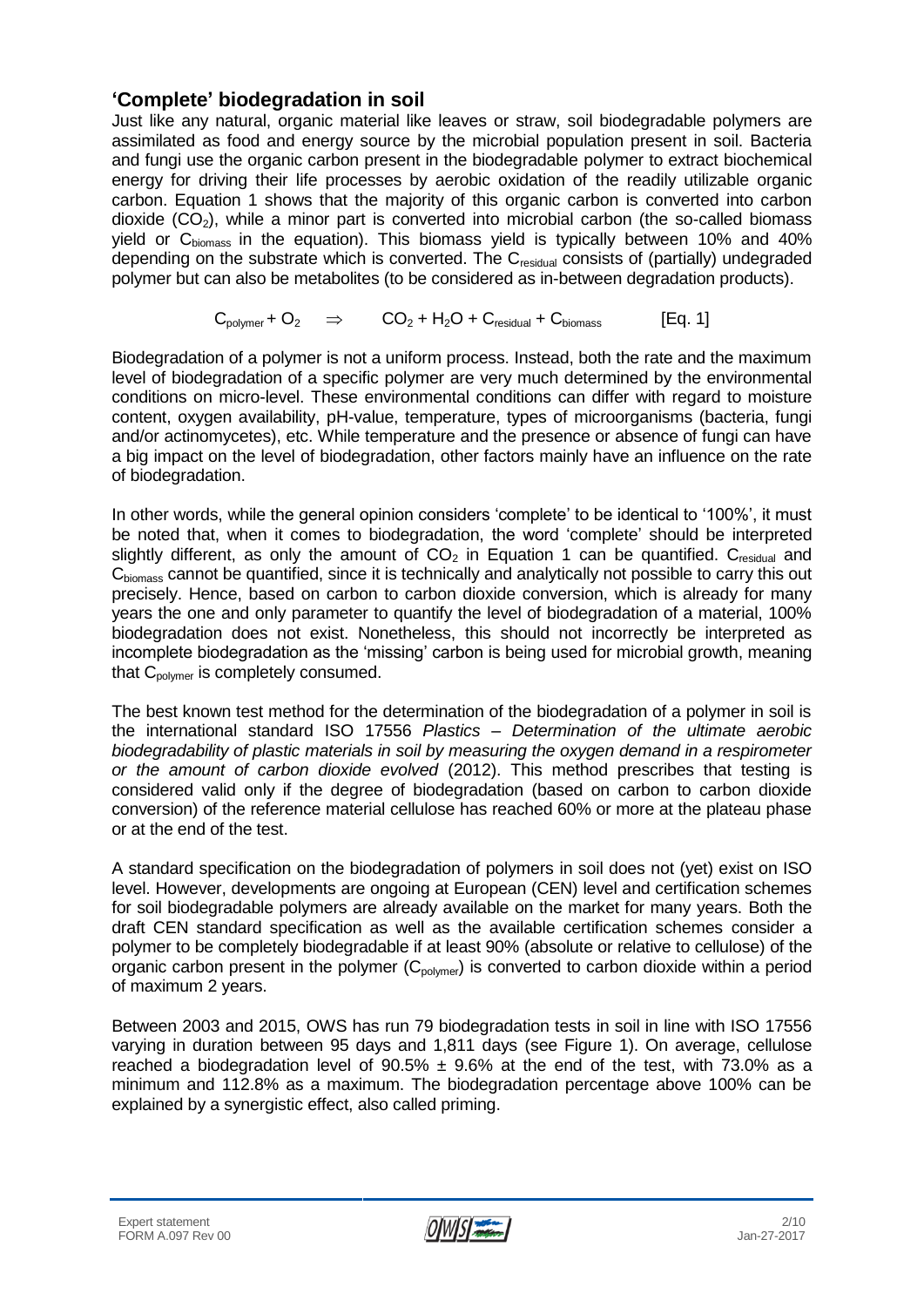## 'Complete' biodegradation in soil

Just like any natural, organic material like leaves or straw, soil biodegradable polymers are assimilated as food and energy source by the microbial population present in soil. Bacteria and fungi use the organic carbon present in the biodegradable polymer to extract biochemical energy for driving their life processes by aerobic oxidation of the readily utilizable organic carbon. Equation 1 shows that the majority of this organic carbon is converted into carbon dioxide ($CO_2$), while a minor part is converted into microbial carbon (the so-called biomass yield or $C_{biomass}$ in the equation). This biomass yield is typically between 10% and 40% depending on the substrate which is converted. The $C_{residual}$ consists of (partially) undegraded polymer but can also be metabolites (to be considered as in-between degradation products).

$$C_{polymer} + O_2 \quad \Rightarrow \quad CO_2 + H_2O + C_{residual} + C_{biomass} \qquad \text{[Eq. 1]}$$

Biodegradation of a polymer is not a uniform process. Instead, both the rate and the maximum level of biodegradation of a specific polymer are very much determined by the environmental conditions on micro-level. These environmental conditions can differ with regard to moisture content, oxygen availability, pH-value, temperature, types of microorganisms (bacteria, fungi and/or actinomycetes), etc. While temperature and the presence or absence of fungi can have a big impact on the level of biodegradation, other factors mainly have an influence on the rate of biodegradation.

In other words, while the general opinion considers 'complete' to be identical to '100%', it must be noted that, when it comes to biodegradation, the word 'complete' should be interpreted slightly different, as only the amount of $CO_2$ in Equation 1 can be quantified. $C_{residual}$ and $C_{biomass}$ cannot be quantified, since it is technically and analytically not possible to carry this out precisely. Hence, based on carbon to carbon dioxide conversion, which is already for many years the one and only parameter to quantify the level of biodegradation of a material, 100% biodegradation does not exist. Nonetheless, this should not incorrectly be interpreted as incomplete biodegradation as the 'missing' carbon is being used for microbial growth, meaning that $C_{polymer}$ is completely consumed.

The best known test method for the determination of the biodegradation of a polymer in soil is the international standard ISO 17556 *Plastics – Determination of the ultimate aerobic biodegradability of plastic materials in soil by measuring the oxygen demand in a respirometer or the amount of carbon dioxide evolved* (2012). This method prescribes that testing is considered valid only if the degree of biodegradation (based on carbon to carbon dioxide conversion) of the reference material cellulose has reached 60% or more at the plateau phase or at the end of the test.

A standard specification on the biodegradation of polymers in soil does not (yet) exist on ISO level. However, developments are ongoing at European (CEN) level and certification schemes for soil biodegradable polymers are already available on the market for many years. Both the draft CEN standard specification as well as the available certification schemes consider a polymer to be completely biodegradable if at least 90% (absolute or relative to cellulose) of the organic carbon present in the polymer ($C_{polymer}$) is converted to carbon dioxide within a period of maximum 2 years.

Between 2003 and 2015, OWS has run 79 biodegradation tests in soil in line with ISO 17556 varying in duration between 95 days and 1,811 days (see Figure 1). On average, cellulose reached a biodegradation level of 90.5% ± 9.6% at the end of the test, with 73.0% as a minimum and 112.8% as a maximum. The biodegradation percentage above 100% can be explained by a synergistic effect, also called priming.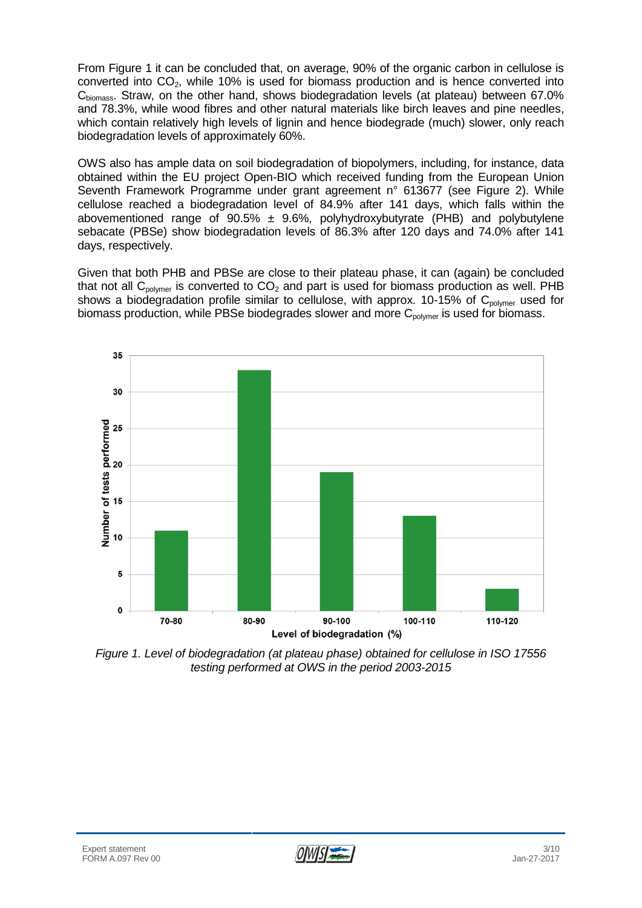From Figure 1 it can be concluded that, on average, 90% of the organic carbon in cellulose is converted into $CO_2$, while 10% is used for biomass production and is hence converted into $C_{biomass}$. Straw, on the other hand, shows biodegradation levels (at plateau) between 67.0% and 78.3%, while wood fibres and other natural materials like birch leaves and pine needles, which contain relatively high levels of lignin and hence biodegrade (much) slower, only reach biodegradation levels of approximately 60%.

OWS also has ample data on soil biodegradation of biopolymers, including, for instance, data obtained within the EU project Open-BIO which received funding from the European Union Seventh Framework Programme under grant agreement n° 613677 (see Figure 2). While cellulose reached a biodegradation level of 84.9% after 141 days, which falls within the abovementioned range of 90.5% ± 9.6%, polyhydroxybutyrate (PHB) and polybutylene sebacate (PBSe) show biodegradation levels of 86.3% after 120 days and 74.0% after 141 days, respectively.

Given that both PHB and PBSe are close to their plateau phase, it can (again) be concluded that not all $C_{polymer}$ is converted to $CO_2$ and part is used for biomass production as well. PHB shows a biodegradation profile similar to cellulose, with approx. 10-15% of $C_{polymer}$ used for biomass production, while PBSe biodegrades slower and more $C_{polymer}$ is used for biomass.

*Figure 1. Level of biodegradation (at plateau phase) obtained for cellulose in ISO 17556 testing performed at OWS in the period 2003-2015*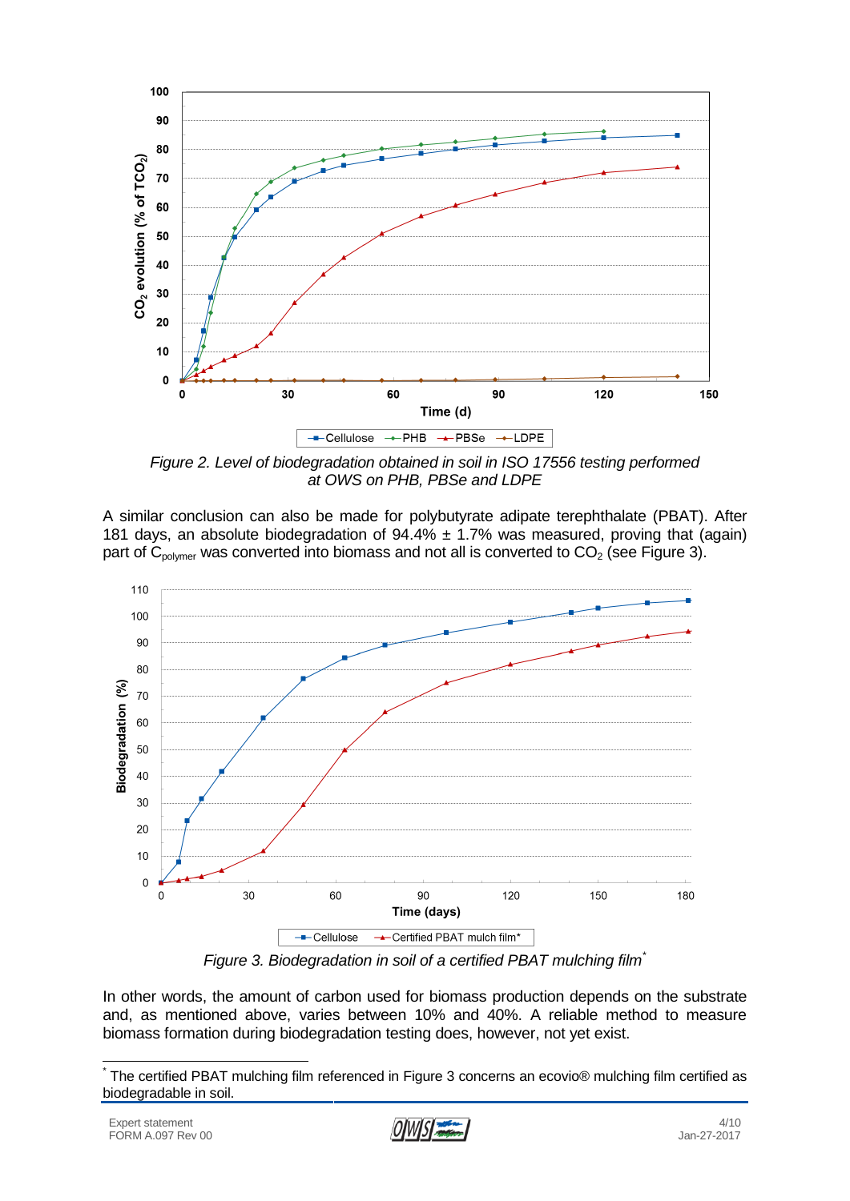*Figure 2. Level of biodegradation obtained in soil in ISO 17556 testing performed at OWS on PHB, PBSe and LDPE*

A similar conclusion can also be made for polybutyrate adipate terephthalate (PBAT). After 181 days, an absolute biodegradation of 94.4% ± 1.7% was measured, proving that (again) part of $C_{polymer}$ was converted into biomass and not all is converted to $CO_2$ (see Figure 3).

*Figure 3. Biodegradation in soil of a certified PBAT mulching film\**

In other words, the amount of carbon used for biomass production depends on the substrate and, as mentioned above, varies between 10% and 40%. A reliable method to measure biomass formation during biodegradation testing does, however, not yet exist.

---

\* The certified PBAT mulching film referenced in Figure 3 concerns an ecovio® mulching film certified as biodegradable in soil.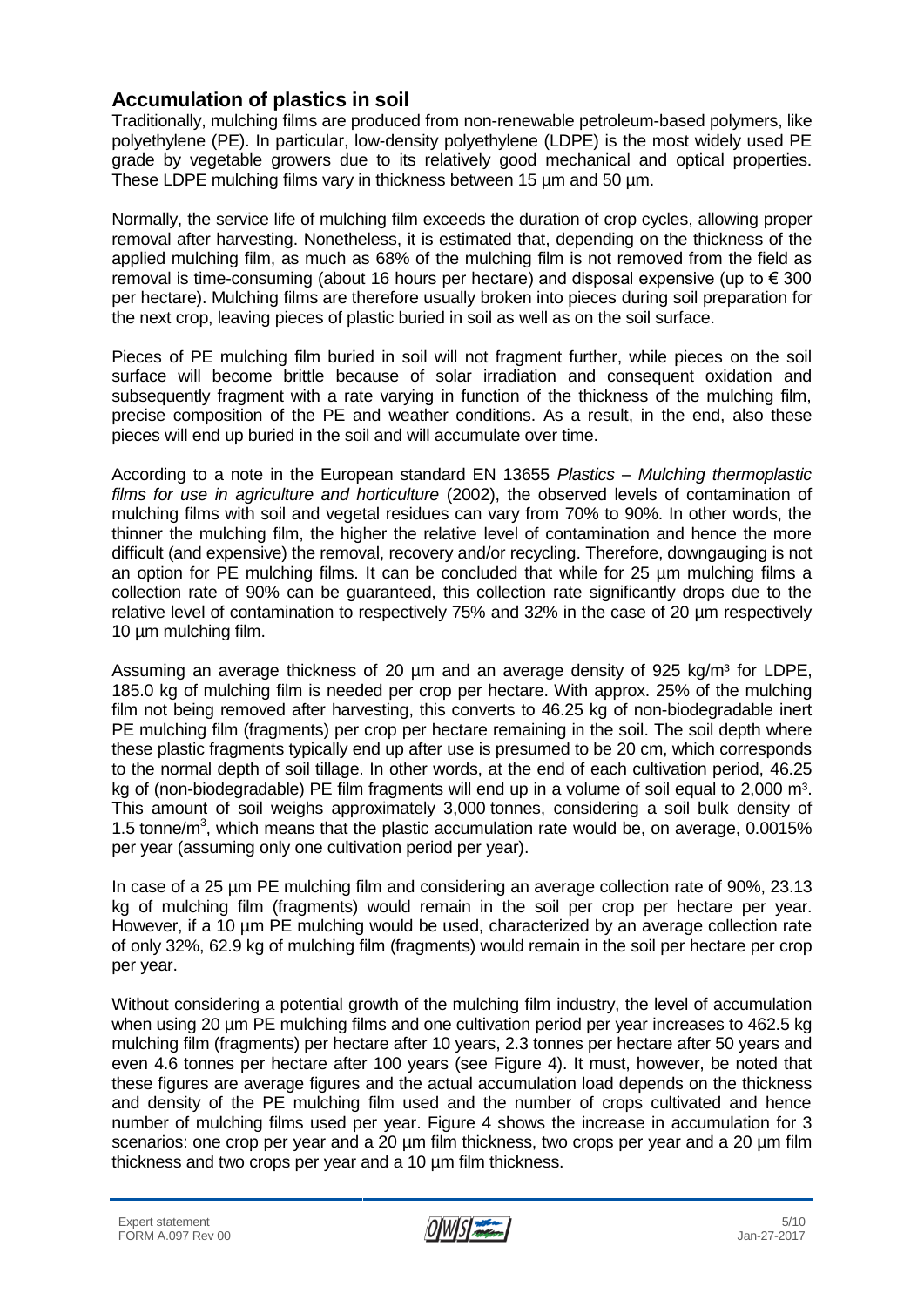## Accumulation of plastics in soil

Traditionally, mulching films are produced from non-renewable petroleum-based polymers, like polyethylene (PE). In particular, low-density polyethylene (LDPE) is the most widely used PE grade by vegetable growers due to its relatively good mechanical and optical properties. These LDPE mulching films vary in thickness between 15 µm and 50 µm.

Normally, the service life of mulching film exceeds the duration of crop cycles, allowing proper removal after harvesting. Nonetheless, it is estimated that, depending on the thickness of the applied mulching film, as much as 68% of the mulching film is not removed from the field as removal is time-consuming (about 16 hours per hectare) and disposal expensive (up to € 300 per hectare). Mulching films are therefore usually broken into pieces during soil preparation for the next crop, leaving pieces of plastic buried in soil as well as on the soil surface.

Pieces of PE mulching film buried in soil will not fragment further, while pieces on the soil surface will become brittle because of solar irradiation and consequent oxidation and subsequently fragment with a rate varying in function of the thickness of the mulching film, precise composition of the PE and weather conditions. As a result, in the end, also these pieces will end up buried in the soil and will accumulate over time.

According to a note in the European standard EN 13655 *Plastics – Mulching thermoplastic films for use in agriculture and horticulture* (2002), the observed levels of contamination of mulching films with soil and vegetal residues can vary from 70% to 90%. In other words, the thinner the mulching film, the higher the relative level of contamination and hence the more difficult (and expensive) the removal, recovery and/or recycling. Therefore, downgauging is not an option for PE mulching films. It can be concluded that while for 25 µm mulching films a collection rate of 90% can be guaranteed, this collection rate significantly drops due to the relative level of contamination to respectively 75% and 32% in the case of 20 µm respectively 10 µm mulching film.

Assuming an average thickness of 20 µm and an average density of 925 kg/m³ for LDPE, 185.0 kg of mulching film is needed per crop per hectare. With approx. 25% of the mulching film not being removed after harvesting, this converts to 46.25 kg of non-biodegradable inert PE mulching film (fragments) per crop per hectare remaining in the soil. The soil depth where these plastic fragments typically end up after use is presumed to be 20 cm, which corresponds to the normal depth of soil tillage. In other words, at the end of each cultivation period, 46.25 kg of (non-biodegradable) PE film fragments will end up in a volume of soil equal to 2,000 m³. This amount of soil weighs approximately 3,000 tonnes, considering a soil bulk density of 1.5 tonne/m³, which means that the plastic accumulation rate would be, on average, 0.0015% per year (assuming only one cultivation period per year).

In case of a 25 µm PE mulching film and considering an average collection rate of 90%, 23.13 kg of mulching film (fragments) would remain in the soil per crop per hectare per year. However, if a 10 µm PE mulching would be used, characterized by an average collection rate of only 32%, 62.9 kg of mulching film (fragments) would remain in the soil per hectare per crop per year.

Without considering a potential growth of the mulching film industry, the level of accumulation when using 20 µm PE mulching films and one cultivation period per year increases to 462.5 kg mulching film (fragments) per hectare after 10 years, 2.3 tonnes per hectare after 50 years and even 4.6 tonnes per hectare after 100 years (see Figure 4). It must, however, be noted that these figures are average figures and the actual accumulation load depends on the thickness and density of the PE mulching film used and the number of crops cultivated and hence number of mulching films used per year. Figure 4 shows the increase in accumulation for 3 scenarios: one crop per year and a 20 µm film thickness, two crops per year and a 20 µm film thickness and two crops per year and a 10 µm film thickness.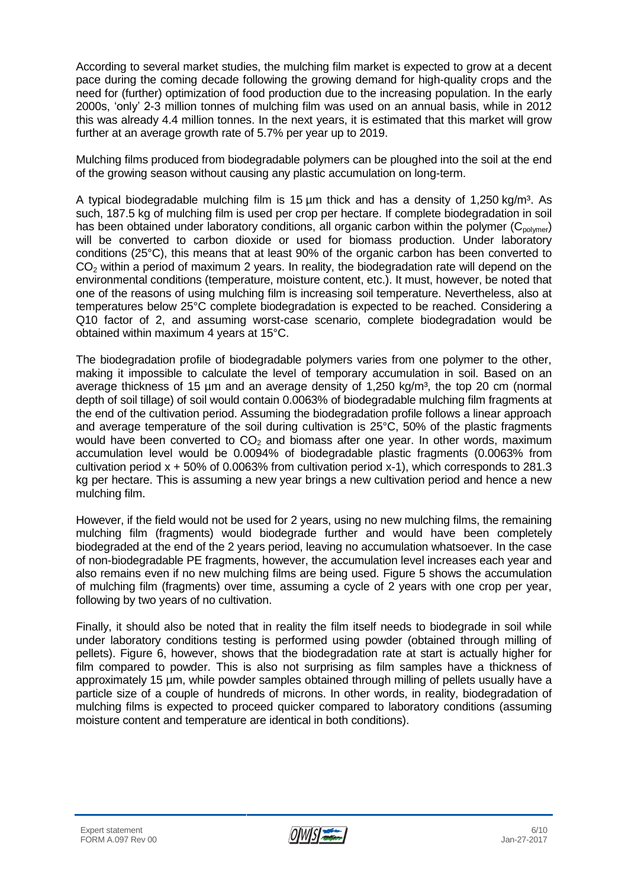According to several market studies, the mulching film market is expected to grow at a decent pace during the coming decade following the growing demand for high-quality crops and the need for (further) optimization of food production due to the increasing population. In the early 2000s, 'only' 2-3 million tonnes of mulching film was used on an annual basis, while in 2012 this was already 4.4 million tonnes. In the next years, it is estimated that this market will grow further at an average growth rate of 5.7% per year up to 2019.

Mulching films produced from biodegradable polymers can be ploughed into the soil at the end of the growing season without causing any plastic accumulation on long-term.

A typical biodegradable mulching film is 15 µm thick and has a density of 1,250 kg/m³. As such, 187.5 kg of mulching film is used per crop per hectare. If complete biodegradation in soil has been obtained under laboratory conditions, all organic carbon within the polymer ($C_{polymer}$) will be converted to carbon dioxide or used for biomass production. Under laboratory conditions (25°C), this means that at least 90% of the organic carbon has been converted to $CO_2$ within a period of maximum 2 years. In reality, the biodegradation rate will depend on the environmental conditions (temperature, moisture content, etc.). It must, however, be noted that one of the reasons of using mulching film is increasing soil temperature. Nevertheless, also at temperatures below 25°C complete biodegradation is expected to be reached. Considering a Q10 factor of 2, and assuming worst-case scenario, complete biodegradation would be obtained within maximum 4 years at 15°C.

The biodegradation profile of biodegradable polymers varies from one polymer to the other, making it impossible to calculate the level of temporary accumulation in soil. Based on an average thickness of 15 µm and an average density of 1,250 kg/m³, the top 20 cm (normal depth of soil tillage) of soil would contain 0.0063% of biodegradable mulching film fragments at the end of the cultivation period. Assuming the biodegradation profile follows a linear approach and average temperature of the soil during cultivation is 25°C, 50% of the plastic fragments would have been converted to $CO_2$ and biomass after one year. In other words, maximum accumulation level would be 0.0094% of biodegradable plastic fragments (0.0063% from cultivation period x + 50% of 0.0063% from cultivation period x-1), which corresponds to 281.3 kg per hectare. This is assuming a new year brings a new cultivation period and hence a new mulching film.

However, if the field would not be used for 2 years, using no new mulching films, the remaining mulching film (fragments) would biodegrade further and would have been completely biodegraded at the end of the 2 years period, leaving no accumulation whatsoever. In the case of non-biodegradable PE fragments, however, the accumulation level increases each year and also remains even if no new mulching films are being used. Figure 5 shows the accumulation of mulching film (fragments) over time, assuming a cycle of 2 years with one crop per year, following by two years of no cultivation.

Finally, it should also be noted that in reality the film itself needs to biodegrade in soil while under laboratory conditions testing is performed using powder (obtained through milling of pellets). Figure 6, however, shows that the biodegradation rate at start is actually higher for film compared to powder. This is also not surprising as film samples have a thickness of approximately 15 µm, while powder samples obtained through milling of pellets usually have a particle size of a couple of hundreds of microns. In other words, in reality, biodegradation of mulching films is expected to proceed quicker compared to laboratory conditions (assuming moisture content and temperature are identical in both conditions).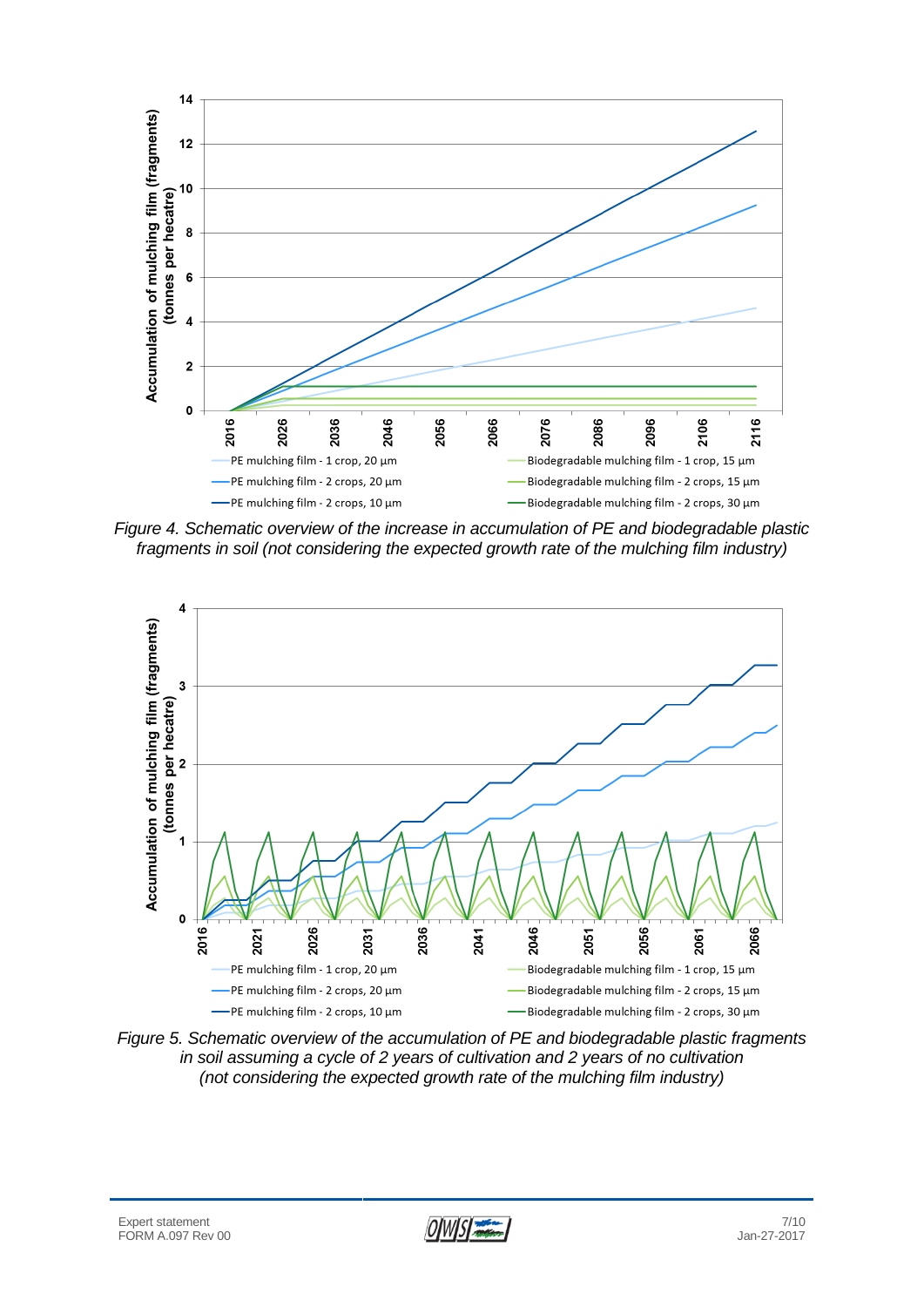*Figure 4. Schematic overview of the increase in accumulation of PE and biodegradable plastic fragments in soil (not considering the expected growth rate of the mulching film industry)*

*Figure 5. Schematic overview of the accumulation of PE and biodegradable plastic fragments in soil assuming a cycle of 2 years of cultivation and 2 years of no cultivation (not considering the expected growth rate of the mulching film industry)*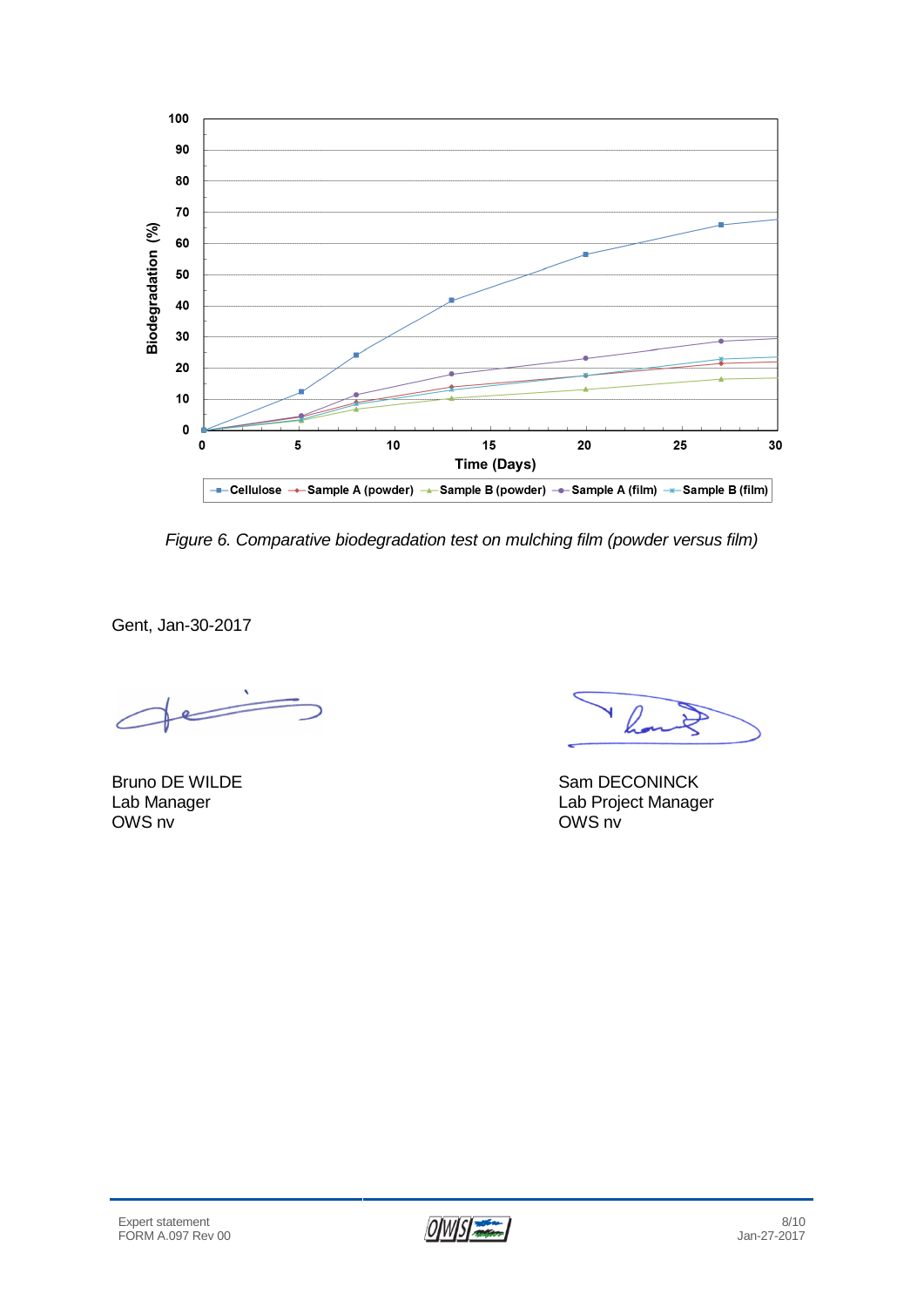*Figure 6. Comparative biodegradation test on mulching film (powder versus film)*

Gent, Jan-30-2017

Bruno DE WILDE
Lab Manager
OWS nv

Sam DECONINCK
Lab Project Manager
OWS nv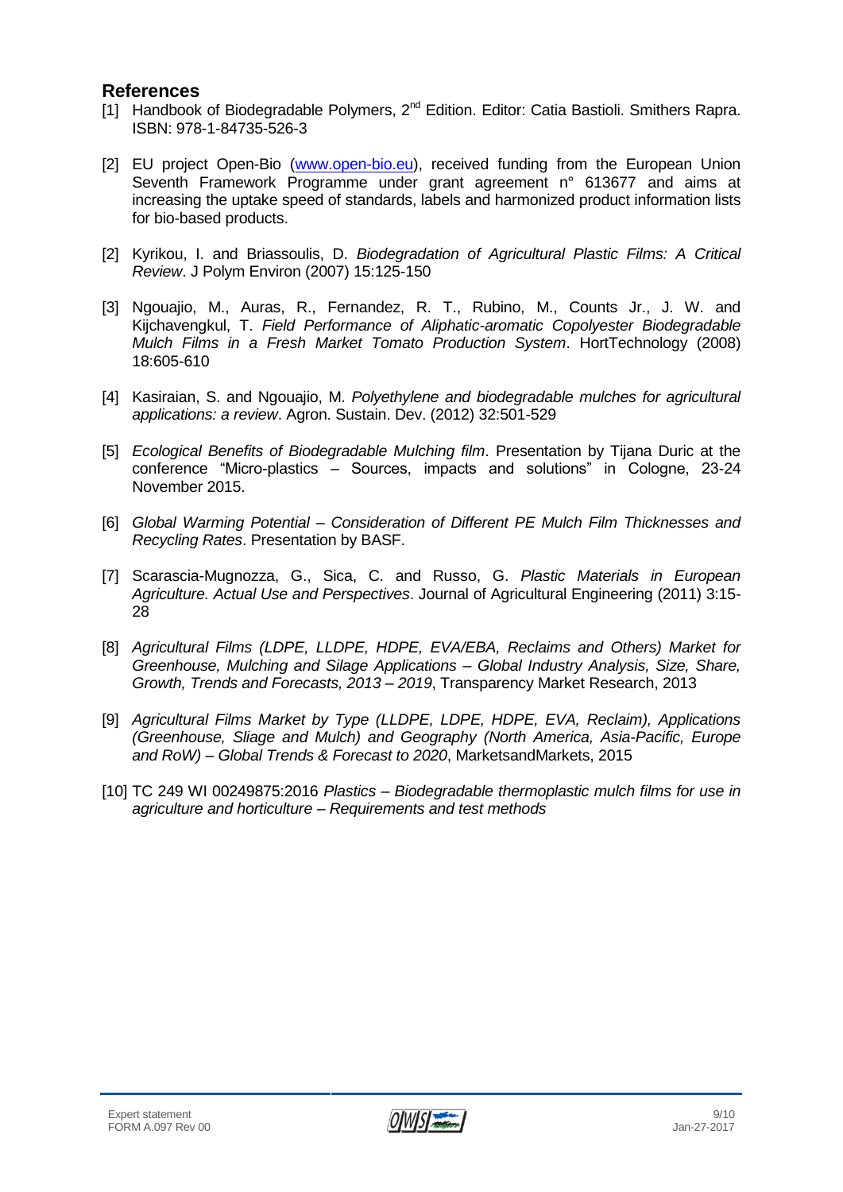## References

[1] Handbook of Biodegradable Polymers, 2nd Edition. Editor: Catia Bastioli. Smithers Rapra. ISBN: 978-1-84735-526-3

[2] EU project Open-Bio (www.open-bio.eu), received funding from the European Union Seventh Framework Programme under grant agreement n° 613677 and aims at increasing the uptake speed of standards, labels and harmonized product information lists for bio-based products.

[2] Kyrikou, I. and Briassoulis, D. *Biodegradation of Agricultural Plastic Films: A Critical Review*. J Polym Environ (2007) 15:125-150

[3] Ngouajio, M., Auras, R., Fernandez, R. T., Rubino, M., Counts Jr., J. W. and Kijchavengkul, T. *Field Performance of Aliphatic-aromatic Copolyester Biodegradable Mulch Films in a Fresh Market Tomato Production System*. HortTechnology (2008) 18:605-610

[4] Kasiraian, S. and Ngouajio, M. *Polyethylene and biodegradable mulches for agricultural applications: a review*. Agron. Sustain. Dev. (2012) 32:501-529

[5] *Ecological Benefits of Biodegradable Mulching film*. Presentation by Tijana Duric at the conference "Micro-plastics – Sources, impacts and solutions" in Cologne, 23-24 November 2015.

[6] *Global Warming Potential – Consideration of Different PE Mulch Film Thicknesses and Recycling Rates*. Presentation by BASF.

[7] Scarascia-Mugnozza, G., Sica, C. and Russo, G. *Plastic Materials in European Agriculture. Actual Use and Perspectives*. Journal of Agricultural Engineering (2011) 3:15-28

[8] *Agricultural Films (LDPE, LLDPE, HDPE, EVA/EBA, Reclaims and Others) Market for Greenhouse, Mulching and Silage Applications – Global Industry Analysis, Size, Share, Growth, Trends and Forecasts, 2013 – 2019*, Transparency Market Research, 2013

[9] *Agricultural Films Market by Type (LLDPE, LDPE, HDPE, EVA, Reclaim), Applications (Greenhouse, Sliage and Mulch) and Geography (North America, Asia-Pacific, Europe and RoW) – Global Trends & Forecast to 2020*, MarketsandMarkets, 2015

[10] TC 249 WI 00249875:2016 *Plastics – Biodegradable thermoplastic mulch films for use in agriculture and horticulture – Requirements and test methods*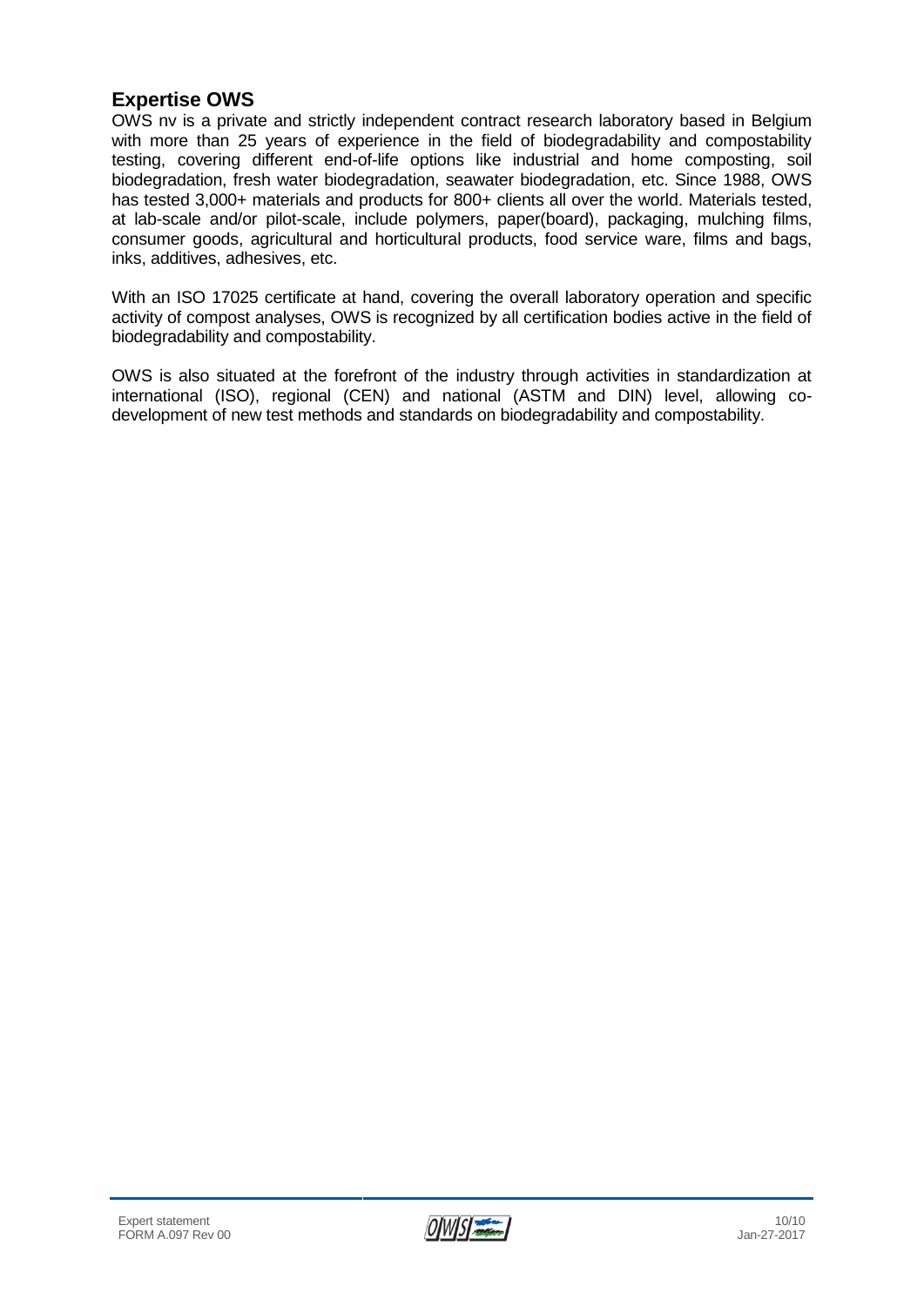## Expertise OWS

OWS nv is a private and strictly independent contract research laboratory based in Belgium with more than 25 years of experience in the field of biodegradability and compostability testing, covering different end-of-life options like industrial and home composting, soil biodegradation, fresh water biodegradation, seawater biodegradation, etc. Since 1988, OWS has tested 3,000+ materials and products for 800+ clients all over the world. Materials tested, at lab-scale and/or pilot-scale, include polymers, paper(board), packaging, mulching films, consumer goods, agricultural and horticultural products, food service ware, films and bags, inks, additives, adhesives, etc.

With an ISO 17025 certificate at hand, covering the overall laboratory operation and specific activity of compost analyses, OWS is recognized by all certification bodies active in the field of biodegradability and compostability.

OWS is also situated at the forefront of the industry through activities in standardization at international (ISO), regional (CEN) and national (ASTM and DIN) level, allowing co-development of new test methods and standards on biodegradability and compostability.